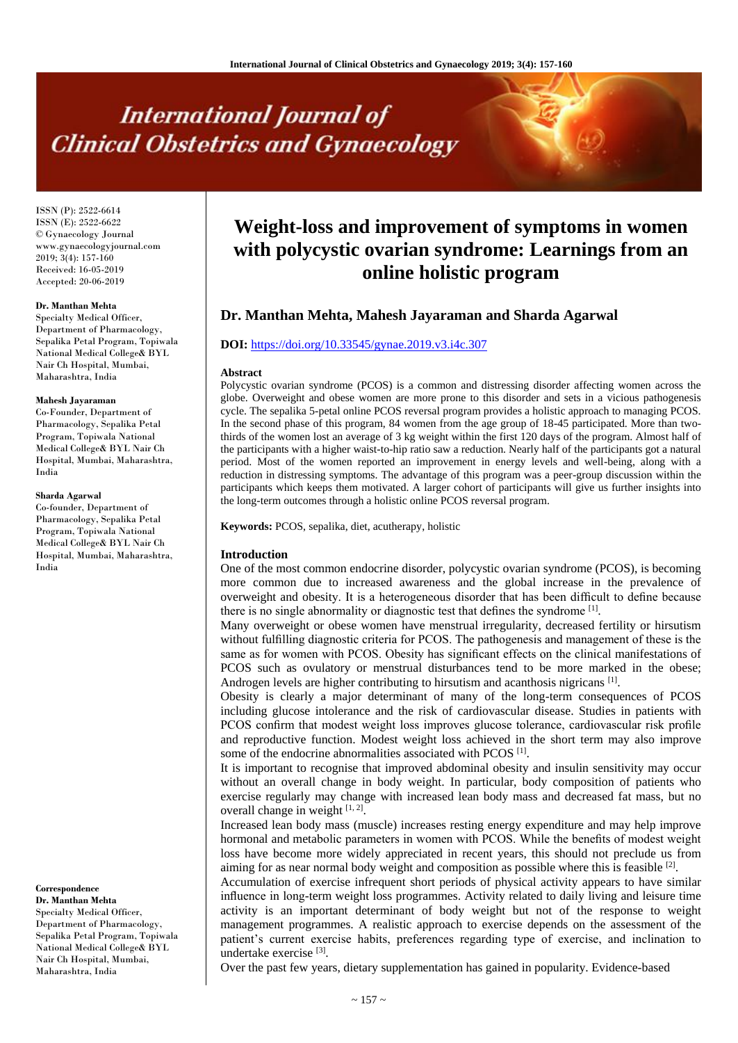# Weight-loss and improvement of symptoms in women with polycystic ovarian syndrome: Learnings from an online holistic program

**Dr. Manthan Mehta, Mahesh Jayaraman and Sharda Agarwal**

ISSN (P): 2522-6614
ISSN (E): 2522-6622
© Gynaecology Journal
www.gynaecologyjournal.com
2019; 3(4): 157-160
Received: 16-05-2019
Accepted: 20-06-2019

**Dr. Manthan Mehta**
Specialty Medical Officer, Department of Pharmacology, Sepalika Petal Program, Topiwala National Medical College& BYL Nair Ch Hospital, Mumbai, Maharashtra, India

**Mahesh Jayaraman**
Co-Founder, Department of Pharmacology, Sepalika Petal Program, Topiwala National Medical College& BYL Nair Ch Hospital, Mumbai, Maharashtra, India

**Sharda Agarwal**
Co-founder, Department of Pharmacology, Sepalika Petal Program, Topiwala National Medical College& BYL Nair Ch Hospital, Mumbai, Maharashtra, India

**Correspondence**
**Dr. Manthan Mehta**
Specialty Medical Officer, Department of Pharmacology, Sepalika Petal Program, Topiwala National Medical College& BYL Nair Ch Hospital, Mumbai, Maharashtra, India

**DOI:** https://doi.org/10.33545/gynae.2019.v3.i4c.307

## Abstract

Polycystic ovarian syndrome (PCOS) is a common and distressing disorder affecting women across the globe. Overweight and obese women are more prone to this disorder and sets in a vicious pathogenesis cycle. The sepalika 5-petal online PCOS reversal program provides a holistic approach to managing PCOS. In the second phase of this program, 84 women from the age group of 18-45 participated. More than two-thirds of the women lost an average of 3 kg weight within the first 120 days of the program. Almost half of the participants with a higher waist-to-hip ratio saw a reduction. Nearly half of the participants got a natural period. Most of the women reported an improvement in energy levels and well-being, along with a reduction in distressing symptoms. The advantage of this program was a peer-group discussion within the participants which keeps them motivated. A larger cohort of participants will give us further insights into the long-term outcomes through a holistic online PCOS reversal program.

**Keywords:** PCOS, sepalika, diet, acutherapy, holistic

## Introduction

One of the most common endocrine disorder, polycystic ovarian syndrome (PCOS), is becoming more common due to increased awareness and the global increase in the prevalence of overweight and obesity. It is a heterogeneous disorder that has been difficult to define because there is no single abnormality or diagnostic test that defines the syndrome [1].

Many overweight or obese women have menstrual irregularity, decreased fertility or hirsutism without fulfilling diagnostic criteria for PCOS. The pathogenesis and management of these is the same as for women with PCOS. Obesity has significant effects on the clinical manifestations of PCOS such as ovulatory or menstrual disturbances tend to be more marked in the obese; Androgen levels are higher contributing to hirsutism and acanthosis nigricans [1].

Obesity is clearly a major determinant of many of the long-term consequences of PCOS including glucose intolerance and the risk of cardiovascular disease. Studies in patients with PCOS confirm that modest weight loss improves glucose tolerance, cardiovascular risk profile and reproductive function. Modest weight loss achieved in the short term may also improve some of the endocrine abnormalities associated with PCOS [1].

It is important to recognise that improved abdominal obesity and insulin sensitivity may occur without an overall change in body weight. In particular, body composition of patients who exercise regularly may change with increased lean body mass and decreased fat mass, but no overall change in weight [1, 2].

Increased lean body mass (muscle) increases resting energy expenditure and may help improve hormonal and metabolic parameters in women with PCOS. While the benefits of modest weight loss have become more widely appreciated in recent years, this should not preclude us from aiming for as near normal body weight and composition as possible where this is feasible [2].

Accumulation of exercise infrequent short periods of physical activity appears to have similar influence in long-term weight loss programmes. Activity related to daily living and leisure time activity is an important determinant of body weight but not of the response to weight management programmes. A realistic approach to exercise depends on the assessment of the patient's current exercise habits, preferences regarding type of exercise, and inclination to undertake exercise [3].

Over the past few years, dietary supplementation has gained in popularity. Evidence-based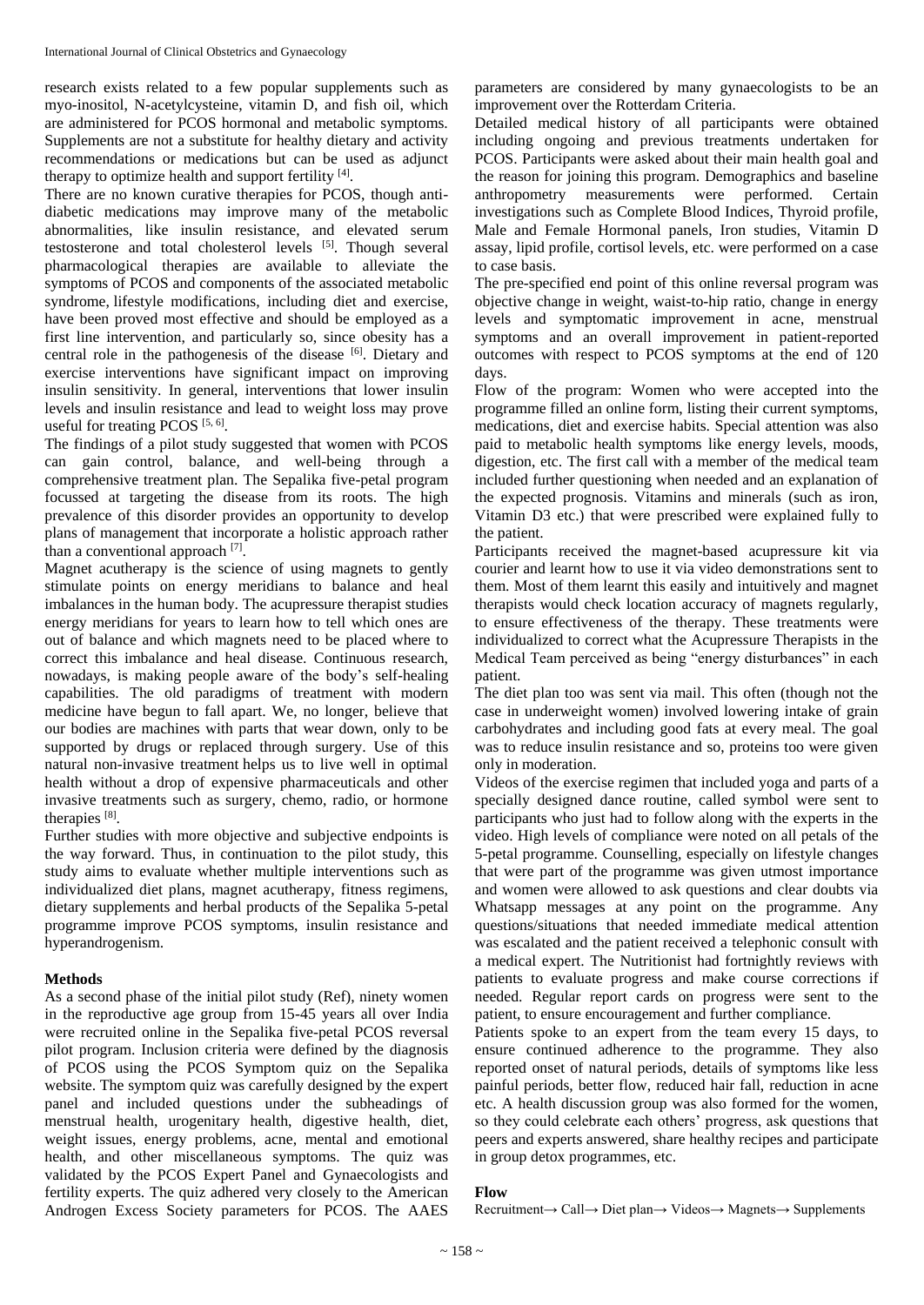research exists related to a few popular supplements such as myo-inositol, N-acetylcysteine, vitamin D, and fish oil, which are administered for PCOS hormonal and metabolic symptoms. Supplements are not a substitute for healthy dietary and activity recommendations or medications but can be used as adjunct therapy to optimize health and support fertility [4].

There are no known curative therapies for PCOS, though anti-diabetic medications may improve many of the metabolic abnormalities, like insulin resistance, and elevated serum testosterone and total cholesterol levels [5]. Though several pharmacological therapies are available to alleviate the symptoms of PCOS and components of the associated metabolic syndrome, lifestyle modifications, including diet and exercise, have been proved most effective and should be employed as a first line intervention, and particularly so, since obesity has a central role in the pathogenesis of the disease [6]. Dietary and exercise interventions have significant impact on improving insulin sensitivity. In general, interventions that lower insulin levels and insulin resistance and lead to weight loss may prove useful for treating PCOS [5, 6].

The findings of a pilot study suggested that women with PCOS can gain control, balance, and well-being through a comprehensive treatment plan. The Sepalika five-petal program focussed at targeting the disease from its roots. The high prevalence of this disorder provides an opportunity to develop plans of management that incorporate a holistic approach rather than a conventional approach [7].

Magnet acutherapy is the science of using magnets to gently stimulate points on energy meridians to balance and heal imbalances in the human body. The acupressure therapist studies energy meridians for years to learn how to tell which ones are out of balance and which magnets need to be placed where to correct this imbalance and heal disease. Continuous research, nowadays, is making people aware of the body's self-healing capabilities. The old paradigms of treatment with modern medicine have begun to fall apart. We, no longer, believe that our bodies are machines with parts that wear down, only to be supported by drugs or replaced through surgery. Use of this natural non-invasive treatment helps us to live well in optimal health without a drop of expensive pharmaceuticals and other invasive treatments such as surgery, chemo, radio, or hormone therapies [8].

Further studies with more objective and subjective endpoints is the way forward. Thus, in continuation to the pilot study, this study aims to evaluate whether multiple interventions such as individualized diet plans, magnet acutherapy, fitness regimens, dietary supplements and herbal products of the Sepalika 5-petal programme improve PCOS symptoms, insulin resistance and hyperandrogenism.

## Methods

As a second phase of the initial pilot study (Ref), ninety women in the reproductive age group from 15-45 years all over India were recruited online in the Sepalika five-petal PCOS reversal pilot program. Inclusion criteria were defined by the diagnosis of PCOS using the PCOS Symptom quiz on the Sepalika website. The symptom quiz was carefully designed by the expert panel and included questions under the subheadings of menstrual health, urogenitary health, digestive health, diet, weight issues, energy problems, acne, mental and emotional health, and other miscellaneous symptoms. The quiz was validated by the PCOS Expert Panel and Gynaecologists and fertility experts. The quiz adhered very closely to the American Androgen Excess Society parameters for PCOS. The AAES parameters are considered by many gynaecologists to be an improvement over the Rotterdam Criteria.

Detailed medical history of all participants were obtained including ongoing and previous treatments undertaken for PCOS. Participants were asked about their main health goal and the reason for joining this program. Demographics and baseline anthropometry measurements were performed. Certain investigations such as Complete Blood Indices, Thyroid profile, Male and Female Hormonal panels, Iron studies, Vitamin D assay, lipid profile, cortisol levels, etc. were performed on a case to case basis.

The pre-specified end point of this online reversal program was objective change in weight, waist-to-hip ratio, change in energy levels and symptomatic improvement in acne, menstrual symptoms and an overall improvement in patient-reported outcomes with respect to PCOS symptoms at the end of 120 days.

Flow of the program: Women who were accepted into the programme filled an online form, listing their current symptoms, medications, diet and exercise habits. Special attention was also paid to metabolic health symptoms like energy levels, moods, digestion, etc. The first call with a member of the medical team included further questioning when needed and an explanation of the expected prognosis. Vitamins and minerals (such as iron, Vitamin D3 etc.) that were prescribed were explained fully to the patient.

Participants received the magnet-based acupressure kit via courier and learnt how to use it via video demonstrations sent to them. Most of them learnt this easily and intuitively and magnet therapists would check location accuracy of magnets regularly, to ensure effectiveness of the therapy. These treatments were individualized to correct what the Acupressure Therapists in the Medical Team perceived as being "energy disturbances" in each patient.

The diet plan too was sent via mail. This often (though not the case in underweight women) involved lowering intake of grain carbohydrates and including good fats at every meal. The goal was to reduce insulin resistance and so, proteins too were given only in moderation.

Videos of the exercise regimen that included yoga and parts of a specially designed dance routine, called symbol were sent to participants who just had to follow along with the experts in the video. High levels of compliance were noted on all petals of the 5-petal programme. Counselling, especially on lifestyle changes that were part of the programme was given utmost importance and women were allowed to ask questions and clear doubts via Whatsapp messages at any point on the programme. Any questions/situations that needed immediate medical attention was escalated and the patient received a telephonic consult with a medical expert. The Nutritionist had fortnightly reviews with patients to evaluate progress and make course corrections if needed. Regular report cards on progress were sent to the patient, to ensure encouragement and further compliance.

Patients spoke to an expert from the team every 15 days, to ensure continued adherence to the programme. They also reported onset of natural periods, details of symptoms like less painful periods, better flow, reduced hair fall, reduction in acne etc. A health discussion group was also formed for the women, so they could celebrate each others' progress, ask questions that peers and experts answered, share healthy recipes and participate in group detox programmes, etc.

### Flow

Recruitment→ Call→ Diet plan→ Videos→ Magnets→ Supplements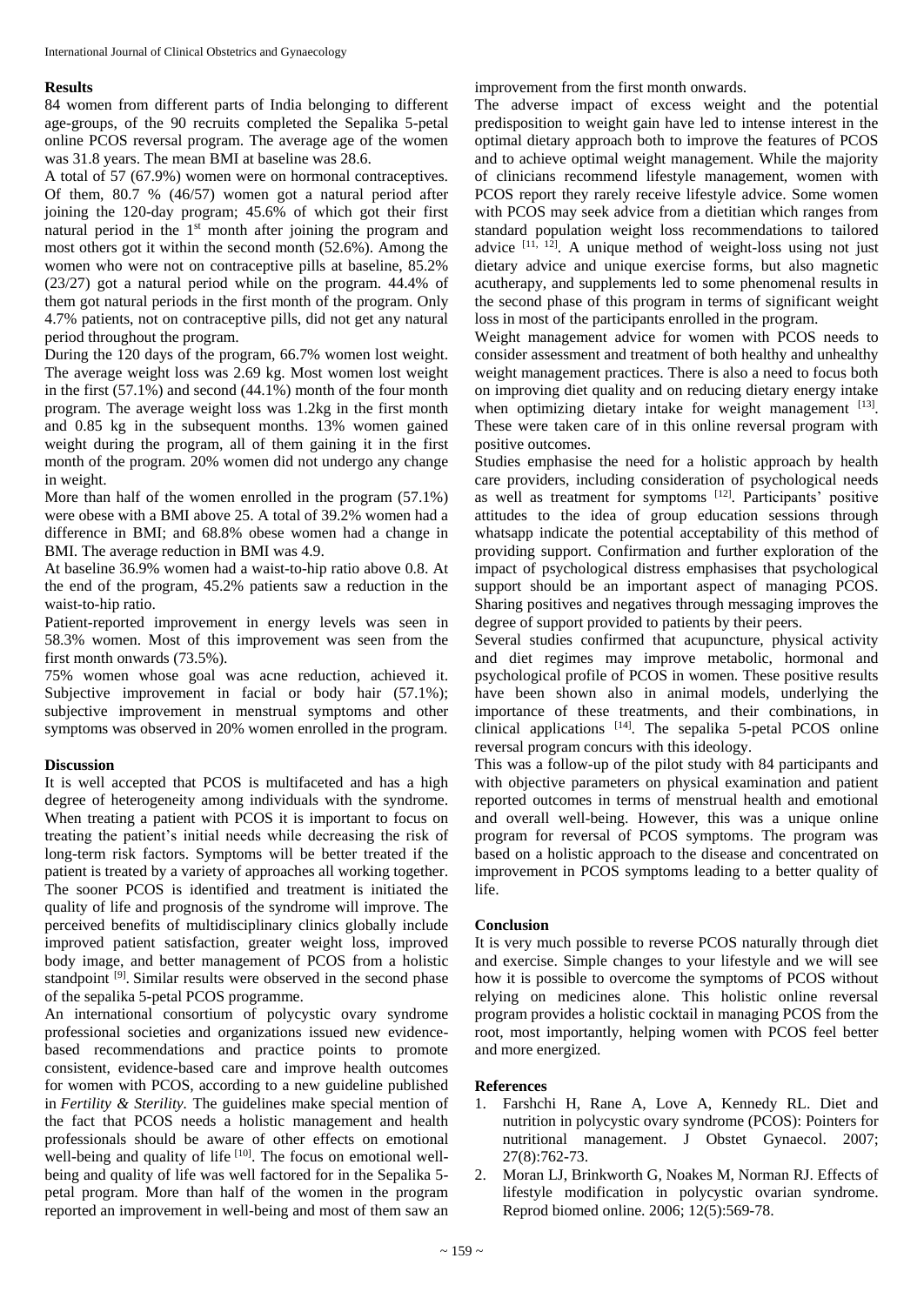## Results

84 women from different parts of India belonging to different age-groups, of the 90 recruits completed the Sepalika 5-petal online PCOS reversal program. The average age of the women was 31.8 years. The mean BMI at baseline was 28.6.

A total of 57 (67.9%) women were on hormonal contraceptives. Of them, 80.7 % (46/57) women got a natural period after joining the 120-day program; 45.6% of which got their first natural period in the 1st month after joining the program and most others got it within the second month (52.6%). Among the women who were not on contraceptive pills at baseline, 85.2% (23/27) got a natural period while on the program. 44.4% of them got natural periods in the first month of the program. Only 4.7% patients, not on contraceptive pills, did not get any natural period throughout the program.

During the 120 days of the program, 66.7% women lost weight. The average weight loss was 2.69 kg. Most women lost weight in the first (57.1%) and second (44.1%) month of the four month program. The average weight loss was 1.2kg in the first month and 0.85 kg in the subsequent months. 13% women gained weight during the program, all of them gaining it in the first month of the program. 20% women did not undergo any change in weight.

More than half of the women enrolled in the program (57.1%) were obese with a BMI above 25. A total of 39.2% women had a difference in BMI; and 68.8% obese women had a change in BMI. The average reduction in BMI was 4.9.

At baseline 36.9% women had a waist-to-hip ratio above 0.8. At the end of the program, 45.2% patients saw a reduction in the waist-to-hip ratio.

Patient-reported improvement in energy levels was seen in 58.3% women. Most of this improvement was seen from the first month onwards (73.5%).

75% women whose goal was acne reduction, achieved it. Subjective improvement in facial or body hair (57.1%); subjective improvement in menstrual symptoms and other symptoms was observed in 20% women enrolled in the program.

## Discussion

It is well accepted that PCOS is multifaceted and has a high degree of heterogeneity among individuals with the syndrome. When treating a patient with PCOS it is important to focus on treating the patient's initial needs while decreasing the risk of long-term risk factors. Symptoms will be better treated if the patient is treated by a variety of approaches all working together. The sooner PCOS is identified and treatment is initiated the quality of life and prognosis of the syndrome will improve. The perceived benefits of multidisciplinary clinics globally include improved patient satisfaction, greater weight loss, improved body image, and better management of PCOS from a holistic standpoint [9]. Similar results were observed in the second phase of the sepalika 5-petal PCOS programme.

An international consortium of polycystic ovary syndrome professional societies and organizations issued new evidence-based recommendations and practice points to promote consistent, evidence-based care and improve health outcomes for women with PCOS, according to a new guideline published in *Fertility & Sterility*. The guidelines make special mention of the fact that PCOS needs a holistic management and health professionals should be aware of other effects on emotional well-being and quality of life [10]. The focus on emotional well-being and quality of life was well factored for in the Sepalika 5-petal program. More than half of the women in the program reported an improvement in well-being and most of them saw an improvement from the first month onwards.

The adverse impact of excess weight and the potential predisposition to weight gain have led to intense interest in the optimal dietary approach both to improve the features of PCOS and to achieve optimal weight management. While the majority of clinicians recommend lifestyle management, women with PCOS report they rarely receive lifestyle advice. Some women with PCOS may seek advice from a dietitian which ranges from standard population weight loss recommendations to tailored advice [11, 12]. A unique method of weight-loss using not just dietary advice and unique exercise forms, but also magnetic acutherapy, and supplements led to some phenomenal results in the second phase of this program in terms of significant weight loss in most of the participants enrolled in the program.

Weight management advice for women with PCOS needs to consider assessment and treatment of both healthy and unhealthy weight management practices. There is also a need to focus both on improving diet quality and on reducing dietary energy intake when optimizing dietary intake for weight management [13]. These were taken care of in this online reversal program with positive outcomes.

Studies emphasise the need for a holistic approach by health care providers, including consideration of psychological needs as well as treatment for symptoms [12]. Participants' positive attitudes to the idea of group education sessions through whatsapp indicate the potential acceptability of this method of providing support. Confirmation and further exploration of the impact of psychological distress emphasises that psychological support should be an important aspect of managing PCOS. Sharing positives and negatives through messaging improves the degree of support provided to patients by their peers.

Several studies confirmed that acupuncture, physical activity and diet regimes may improve metabolic, hormonal and psychological profile of PCOS in women. These positive results have been shown also in animal models, underlying the importance of these treatments, and their combinations, in clinical applications [14]. The sepalika 5-petal PCOS online reversal program concurs with this ideology.

This was a follow-up of the pilot study with 84 participants and with objective parameters on physical examination and patient reported outcomes in terms of menstrual health and emotional and overall well-being. However, this was a unique online program for reversal of PCOS symptoms. The program was based on a holistic approach to the disease and concentrated on improvement in PCOS symptoms leading to a better quality of life.

## Conclusion

It is very much possible to reverse PCOS naturally through diet and exercise. Simple changes to your lifestyle and we will see how it is possible to overcome the symptoms of PCOS without relying on medicines alone. This holistic online reversal program provides a holistic cocktail in managing PCOS from the root, most importantly, helping women with PCOS feel better and more energized.

## References

1. Farshchi H, Rane A, Love A, Kennedy RL. Diet and nutrition in polycystic ovary syndrome (PCOS): Pointers for nutritional management. J Obstet Gynaecol. 2007; 27(8):762-73.
2. Moran LJ, Brinkworth G, Noakes M, Norman RJ. Effects of lifestyle modification in polycystic ovarian syndrome. Reprod biomed online. 2006; 12(5):569-78.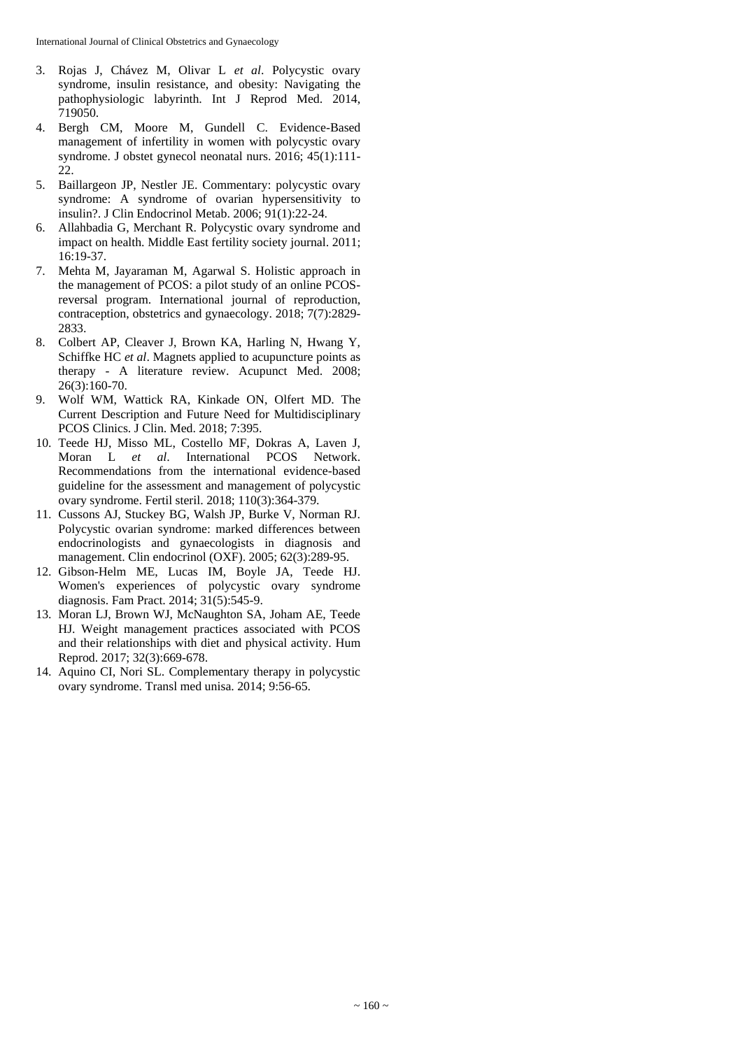3. Rojas J, Chávez M, Olivar L *et al*. Polycystic ovary syndrome, insulin resistance, and obesity: Navigating the pathophysiologic labyrinth. Int J Reprod Med. 2014, 719050.
4. Bergh CM, Moore M, Gundell C. Evidence-Based management of infertility in women with polycystic ovary syndrome. J obstet gynecol neonatal nurs. 2016; 45(1):111-22.
5. Baillargeon JP, Nestler JE. Commentary: polycystic ovary syndrome: A syndrome of ovarian hypersensitivity to insulin?. J Clin Endocrinol Metab. 2006; 91(1):22-24.
6. Allahbadia G, Merchant R. Polycystic ovary syndrome and impact on health. Middle East fertility society journal. 2011; 16:19-37.
7. Mehta M, Jayaraman M, Agarwal S. Holistic approach in the management of PCOS: a pilot study of an online PCOS-reversal program. International journal of reproduction, contraception, obstetrics and gynaecology. 2018; 7(7):2829-2833.
8. Colbert AP, Cleaver J, Brown KA, Harling N, Hwang Y, Schiffke HC *et al*. Magnets applied to acupuncture points as therapy - A literature review. Acupunct Med. 2008; 26(3):160-70.
9. Wolf WM, Wattick RA, Kinkade ON, Olfert MD. The Current Description and Future Need for Multidisciplinary PCOS Clinics. J Clin. Med. 2018; 7:395.
10. Teede HJ, Misso ML, Costello MF, Dokras A, Laven J, Moran L *et al*. International PCOS Network. Recommendations from the international evidence-based guideline for the assessment and management of polycystic ovary syndrome. Fertil steril. 2018; 110(3):364-379.
11. Cussons AJ, Stuckey BG, Walsh JP, Burke V, Norman RJ. Polycystic ovarian syndrome: marked differences between endocrinologists and gynaecologists in diagnosis and management. Clin endocrinol (OXF). 2005; 62(3):289-95.
12. Gibson-Helm ME, Lucas IM, Boyle JA, Teede HJ. Women's experiences of polycystic ovary syndrome diagnosis. Fam Pract. 2014; 31(5):545-9.
13. Moran LJ, Brown WJ, McNaughton SA, Joham AE, Teede HJ. Weight management practices associated with PCOS and their relationships with diet and physical activity. Hum Reprod. 2017; 32(3):669-678.
14. Aquino CI, Nori SL. Complementary therapy in polycystic ovary syndrome. Transl med unisa. 2014; 9:56-65.